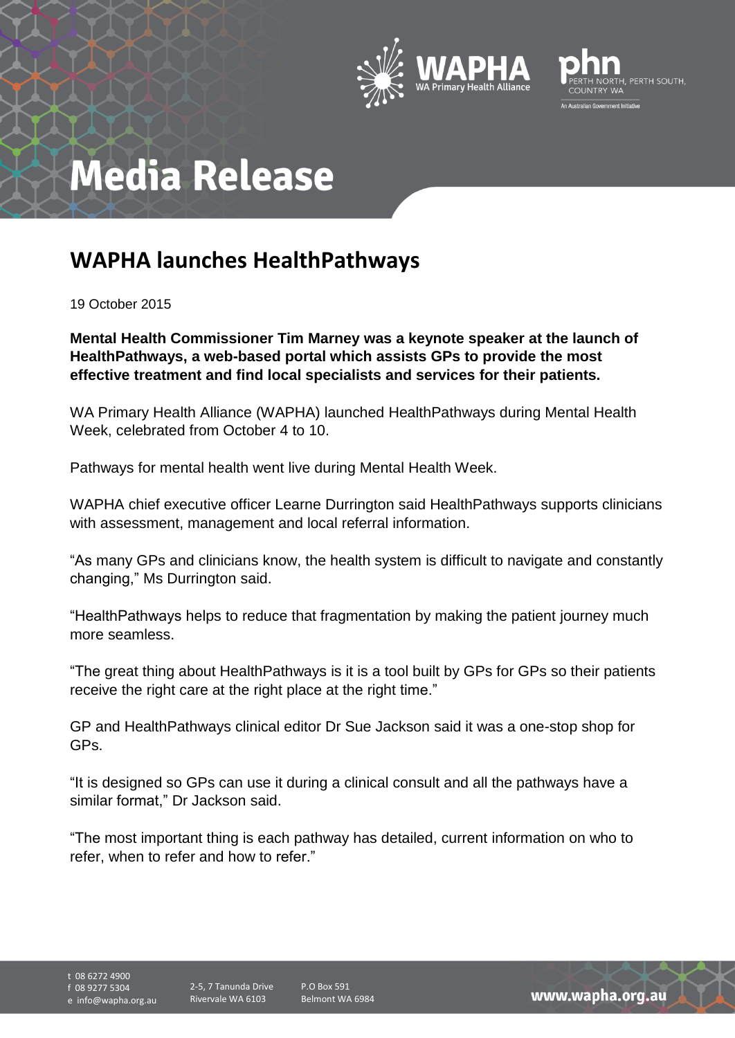# Media Release

## WAPHA launches HealthPathways

19 October 2015

**Mental Health Commissioner Tim Marney was a keynote speaker at the launch of HealthPathways, a web-based portal which assists GPs to provide the most effective treatment and find local specialists and services for their patients.**

WA Primary Health Alliance (WAPHA) launched HealthPathways during Mental Health Week, celebrated from October 4 to 10.

Pathways for mental health went live during Mental Health Week.

WAPHA chief executive officer Learne Durrington said HealthPathways supports clinicians with assessment, management and local referral information.

"As many GPs and clinicians know, the health system is difficult to navigate and constantly changing," Ms Durrington said.

"HealthPathways helps to reduce that fragmentation by making the patient journey much more seamless.

"The great thing about HealthPathways is it is a tool built by GPs for GPs so their patients receive the right care at the right place at the right time."

GP and HealthPathways clinical editor Dr Sue Jackson said it was a one-stop shop for GPs.

"It is designed so GPs can use it during a clinical consult and all the pathways have a similar format," Dr Jackson said.

"The most important thing is each pathway has detailed, current information on who to refer, when to refer and how to refer."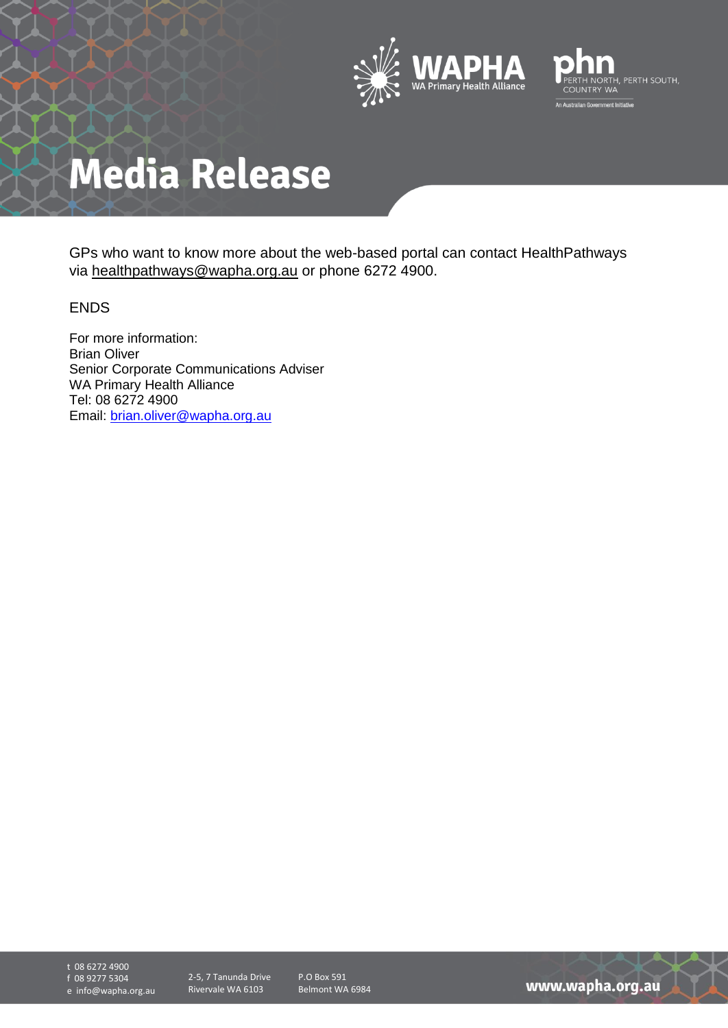# Media Release

GPs who want to know more about the web-based portal can contact HealthPathways via healthpathways@wapha.org.au or phone 6272 4900.

ENDS

For more information:
Brian Oliver
Senior Corporate Communications Adviser
WA Primary Health Alliance
Tel: 08 6272 4900
Email: brian.oliver@wapha.org.au